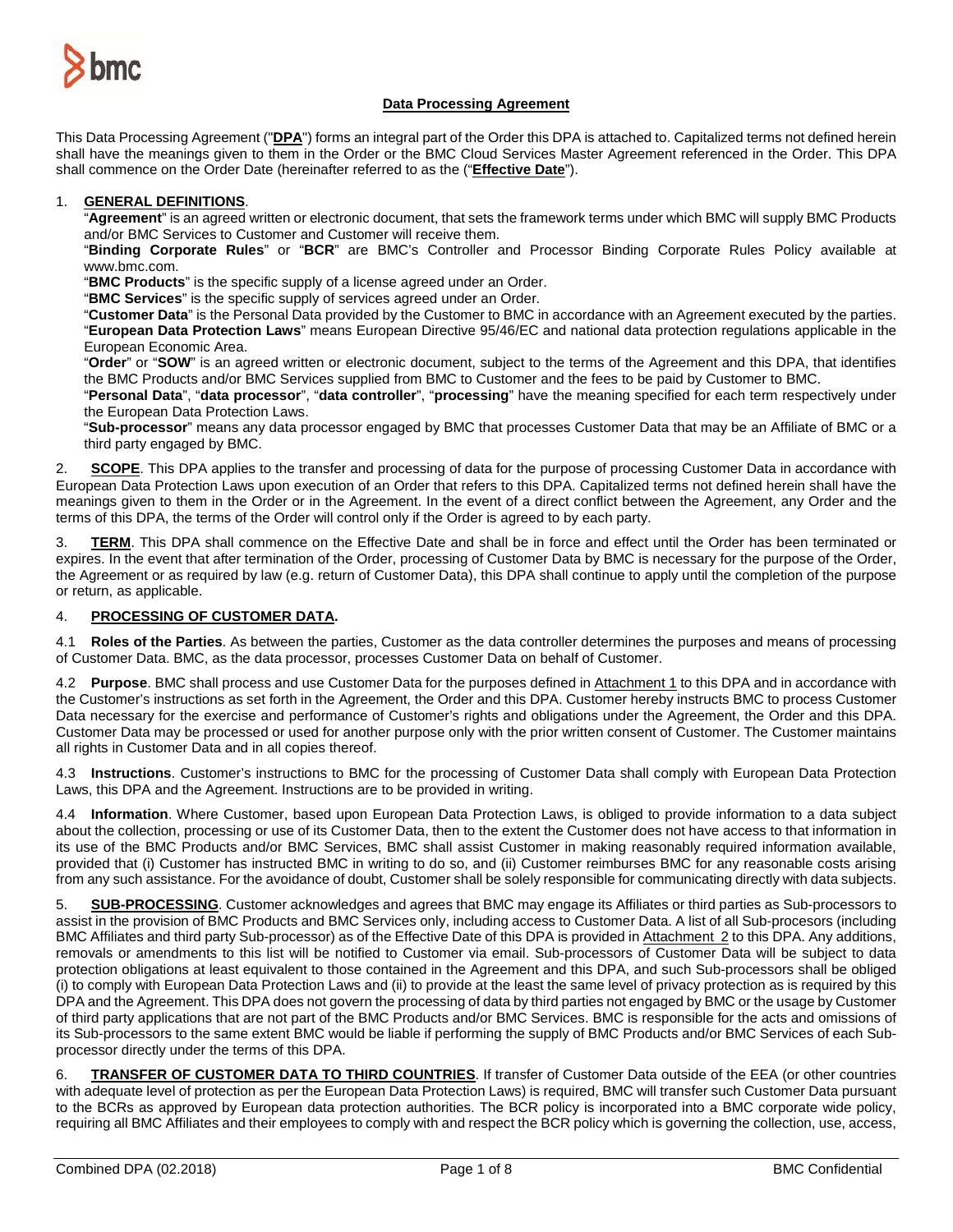# Data Processing Agreement

This Data Processing Agreement ("**DPA**") forms an integral part of the Order this DPA is attached to. Capitalized terms not defined herein shall have the meanings given to them in the Order or the BMC Cloud Services Master Agreement referenced in the Order. This DPA shall commence on the Order Date (hereinafter referred to as the ("**Effective Date**").

1. **GENERAL DEFINITIONS**.

"**Agreement**" is an agreed written or electronic document, that sets the framework terms under which BMC will supply BMC Products and/or BMC Services to Customer and Customer will receive them.

"**Binding Corporate Rules**" or "**BCR**" are BMC's Controller and Processor Binding Corporate Rules Policy available at www.bmc.com.

"**BMC Products**" is the specific supply of a license agreed under an Order.

"**BMC Services**" is the specific supply of services agreed under an Order.

"**Customer Data**" is the Personal Data provided by the Customer to BMC in accordance with an Agreement executed by the parties.

"**European Data Protection Laws**" means European Directive 95/46/EC and national data protection regulations applicable in the European Economic Area.

"**Order**" or "**SOW**" is an agreed written or electronic document, subject to the terms of the Agreement and this DPA, that identifies the BMC Products and/or BMC Services supplied from BMC to Customer and the fees to be paid by Customer to BMC.

"**Personal Data**", "**data processor**", "**data controller**", "**processing**" have the meaning specified for each term respectively under the European Data Protection Laws.

"**Sub-processor**" means any data processor engaged by BMC that processes Customer Data that may be an Affiliate of BMC or a third party engaged by BMC.

2. **SCOPE**. This DPA applies to the transfer and processing of data for the purpose of processing Customer Data in accordance with European Data Protection Laws upon execution of an Order that refers to this DPA. Capitalized terms not defined herein shall have the meanings given to them in the Order or in the Agreement. In the event of a direct conflict between the Agreement, any Order and the terms of this DPA, the terms of the Order will control only if the Order is agreed to by each party.

3. **TERM**. This DPA shall commence on the Effective Date and shall be in force and effect until the Order has been terminated or expires. In the event that after termination of the Order, processing of Customer Data by BMC is necessary for the purpose of the Order, the Agreement or as required by law (e.g. return of Customer Data), this DPA shall continue to apply until the completion of the purpose or return, as applicable.

4. **PROCESSING OF CUSTOMER DATA.**

4.1 **Roles of the Parties**. As between the parties, Customer as the data controller determines the purposes and means of processing of Customer Data. BMC, as the data processor, processes Customer Data on behalf of Customer.

4.2 **Purpose**. BMC shall process and use Customer Data for the purposes defined in Attachment 1 to this DPA and in accordance with the Customer's instructions as set forth in the Agreement, the Order and this DPA. Customer hereby instructs BMC to process Customer Data necessary for the exercise and performance of Customer's rights and obligations under the Agreement, the Order and this DPA. Customer Data may be processed or used for another purpose only with the prior written consent of Customer. The Customer maintains all rights in Customer Data and in all copies thereof.

4.3 **Instructions**. Customer's instructions to BMC for the processing of Customer Data shall comply with European Data Protection Laws, this DPA and the Agreement. Instructions are to be provided in writing.

4.4 **Information**. Where Customer, based upon European Data Protection Laws, is obliged to provide information to a data subject about the collection, processing or use of its Customer Data, then to the extent the Customer does not have access to that information in its use of the BMC Products and/or BMC Services, BMC shall assist Customer in making reasonably required information available, provided that (i) Customer has instructed BMC in writing to do so, and (ii) Customer reimburses BMC for any reasonable costs arising from any such assistance. For the avoidance of doubt, Customer shall be solely responsible for communicating directly with data subjects.

5. **SUB-PROCESSING**. Customer acknowledges and agrees that BMC may engage its Affiliates or third parties as Sub-processors to assist in the provision of BMC Products and BMC Services only, including access to Customer Data. A list of all Sub-procesors (including BMC Affiliates and third party Sub-processor) as of the Effective Date of this DPA is provided in Attachment 2 to this DPA. Any additions, removals or amendments to this list will be notified to Customer via email. Sub-processors of Customer Data will be subject to data protection obligations at least equivalent to those contained in the Agreement and this DPA, and such Sub-processors shall be obliged (i) to comply with European Data Protection Laws and (ii) to provide at the least the same level of privacy protection as is required by this DPA and the Agreement. This DPA does not govern the processing of data by third parties not engaged by BMC or the usage by Customer of third party applications that are not part of the BMC Products and/or BMC Services. BMC is responsible for the acts and omissions of its Sub-processors to the same extent BMC would be liable if performing the supply of BMC Products and/or BMC Services of each Sub-processor directly under the terms of this DPA.

6. **TRANSFER OF CUSTOMER DATA TO THIRD COUNTRIES**. If transfer of Customer Data outside of the EEA (or other countries with adequate level of protection as per the European Data Protection Laws) is required, BMC will transfer such Customer Data pursuant to the BCRs as approved by European data protection authorities. The BCR policy is incorporated into a BMC corporate wide policy, requiring all BMC Affiliates and their employees to comply with and respect the BCR policy which is governing the collection, use, access,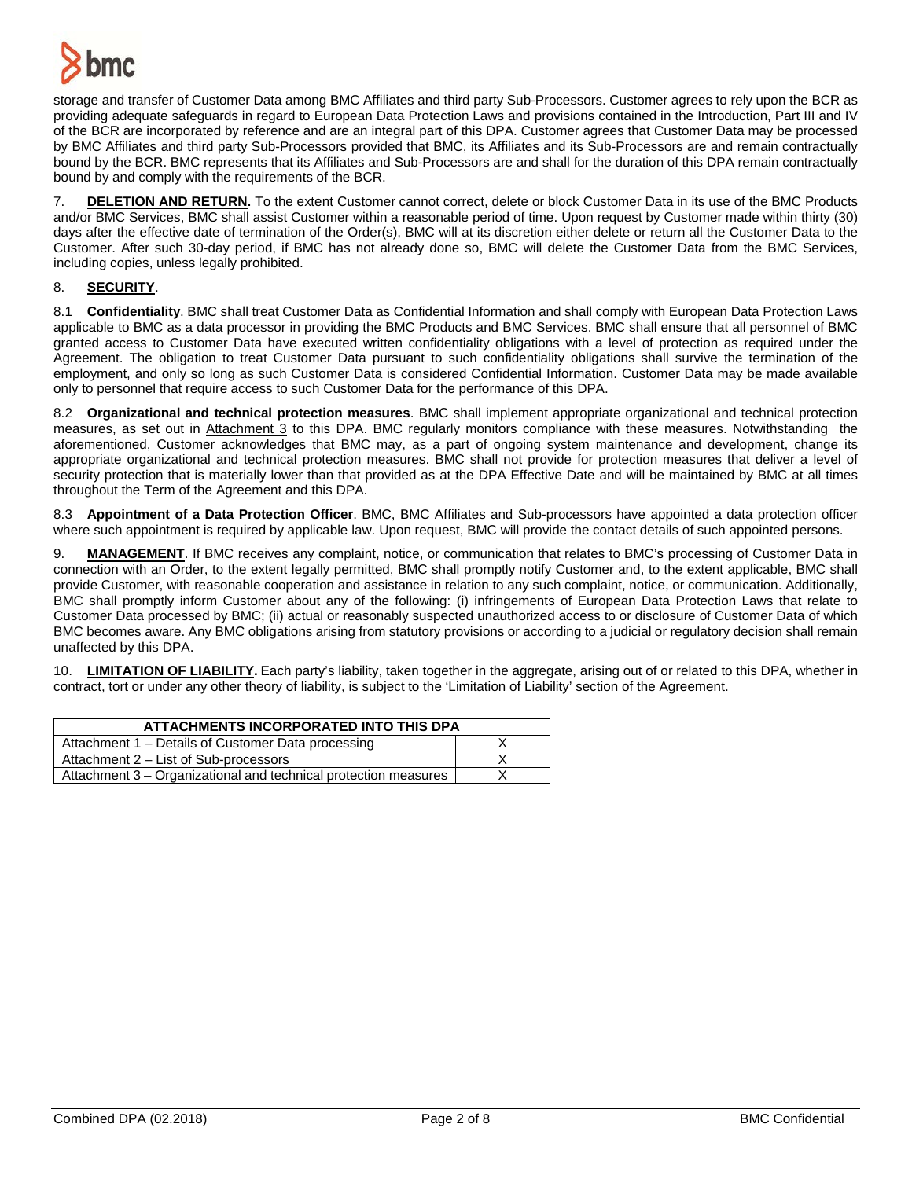storage and transfer of Customer Data among BMC Affiliates and third party Sub-Processors. Customer agrees to rely upon the BCR as providing adequate safeguards in regard to European Data Protection Laws and provisions contained in the Introduction, Part III and IV of the BCR are incorporated by reference and are an integral part of this DPA. Customer agrees that Customer Data may be processed by BMC Affiliates and third party Sub-Processors provided that BMC, its Affiliates and its Sub-Processors are and remain contractually bound by the BCR. BMC represents that its Affiliates and Sub-Processors are and shall for the duration of this DPA remain contractually bound by and comply with the requirements of the BCR.

7. **DELETION AND RETURN.** To the extent Customer cannot correct, delete or block Customer Data in its use of the BMC Products and/or BMC Services, BMC shall assist Customer within a reasonable period of time. Upon request by Customer made within thirty (30) days after the effective date of termination of the Order(s), BMC will at its discretion either delete or return all the Customer Data to the Customer. After such 30-day period, if BMC has not already done so, BMC will delete the Customer Data from the BMC Services, including copies, unless legally prohibited.

8. **SECURITY**.

8.1 **Confidentiality**. BMC shall treat Customer Data as Confidential Information and shall comply with European Data Protection Laws applicable to BMC as a data processor in providing the BMC Products and BMC Services. BMC shall ensure that all personnel of BMC granted access to Customer Data have executed written confidentiality obligations with a level of protection as required under the Agreement. The obligation to treat Customer Data pursuant to such confidentiality obligations shall survive the termination of the employment, and only so long as such Customer Data is considered Confidential Information. Customer Data may be made available only to personnel that require access to such Customer Data for the performance of this DPA.

8.2 **Organizational and technical protection measures**. BMC shall implement appropriate organizational and technical protection measures, as set out in Attachment 3 to this DPA. BMC regularly monitors compliance with these measures. Notwithstanding the aforementioned, Customer acknowledges that BMC may, as a part of ongoing system maintenance and development, change its appropriate organizational and technical protection measures. BMC shall not provide for protection measures that deliver a level of security protection that is materially lower than that provided as at the DPA Effective Date and will be maintained by BMC at all times throughout the Term of the Agreement and this DPA.

8.3 **Appointment of a Data Protection Officer**. BMC, BMC Affiliates and Sub-processors have appointed a data protection officer where such appointment is required by applicable law. Upon request, BMC will provide the contact details of such appointed persons.

9. **MANAGEMENT**. If BMC receives any complaint, notice, or communication that relates to BMC's processing of Customer Data in connection with an Order, to the extent legally permitted, BMC shall promptly notify Customer and, to the extent applicable, BMC shall provide Customer, with reasonable cooperation and assistance in relation to any such complaint, notice, or communication. Additionally, BMC shall promptly inform Customer about any of the following: (i) infringements of European Data Protection Laws that relate to Customer Data processed by BMC; (ii) actual or reasonably suspected unauthorized access to or disclosure of Customer Data of which BMC becomes aware. Any BMC obligations arising from statutory provisions or according to a judicial or regulatory decision shall remain unaffected by this DPA.

10. **LIMITATION OF LIABILITY.** Each party's liability, taken together in the aggregate, arising out of or related to this DPA, whether in contract, tort or under any other theory of liability, is subject to the 'Limitation of Liability' section of the Agreement.

| ATTACHMENTS INCORPORATED INTO THIS DPA | |
|---|---|
| Attachment 1 – Details of Customer Data processing | X |
| Attachment 2 – List of Sub-processors | X |
| Attachment 3 – Organizational and technical protection measures | X |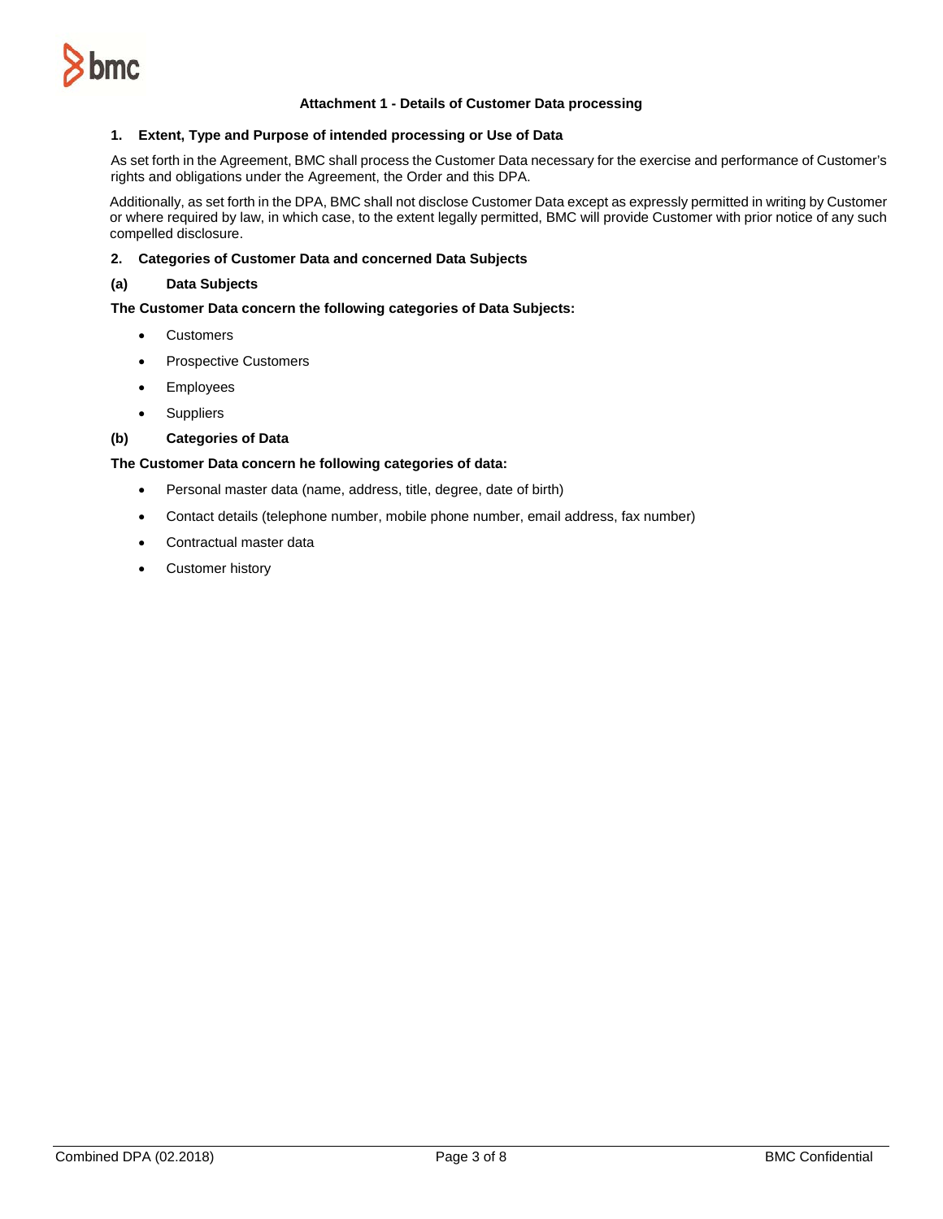## Attachment 1 - Details of Customer Data processing

### 1. Extent, Type and Purpose of intended processing or Use of Data

As set forth in the Agreement, BMC shall process the Customer Data necessary for the exercise and performance of Customer's rights and obligations under the Agreement, the Order and this DPA.

Additionally, as set forth in the DPA, BMC shall not disclose Customer Data except as expressly permitted in writing by Customer or where required by law, in which case, to the extent legally permitted, BMC will provide Customer with prior notice of any such compelled disclosure.

### 2. Categories of Customer Data and concerned Data Subjects

**(a) Data Subjects**

**The Customer Data concern the following categories of Data Subjects:**

- Customers
- Prospective Customers
- Employees
- Suppliers

**(b) Categories of Data**

**The Customer Data concern he following categories of data:**

- Personal master data (name, address, title, degree, date of birth)
- Contact details (telephone number, mobile phone number, email address, fax number)
- Contractual master data
- Customer history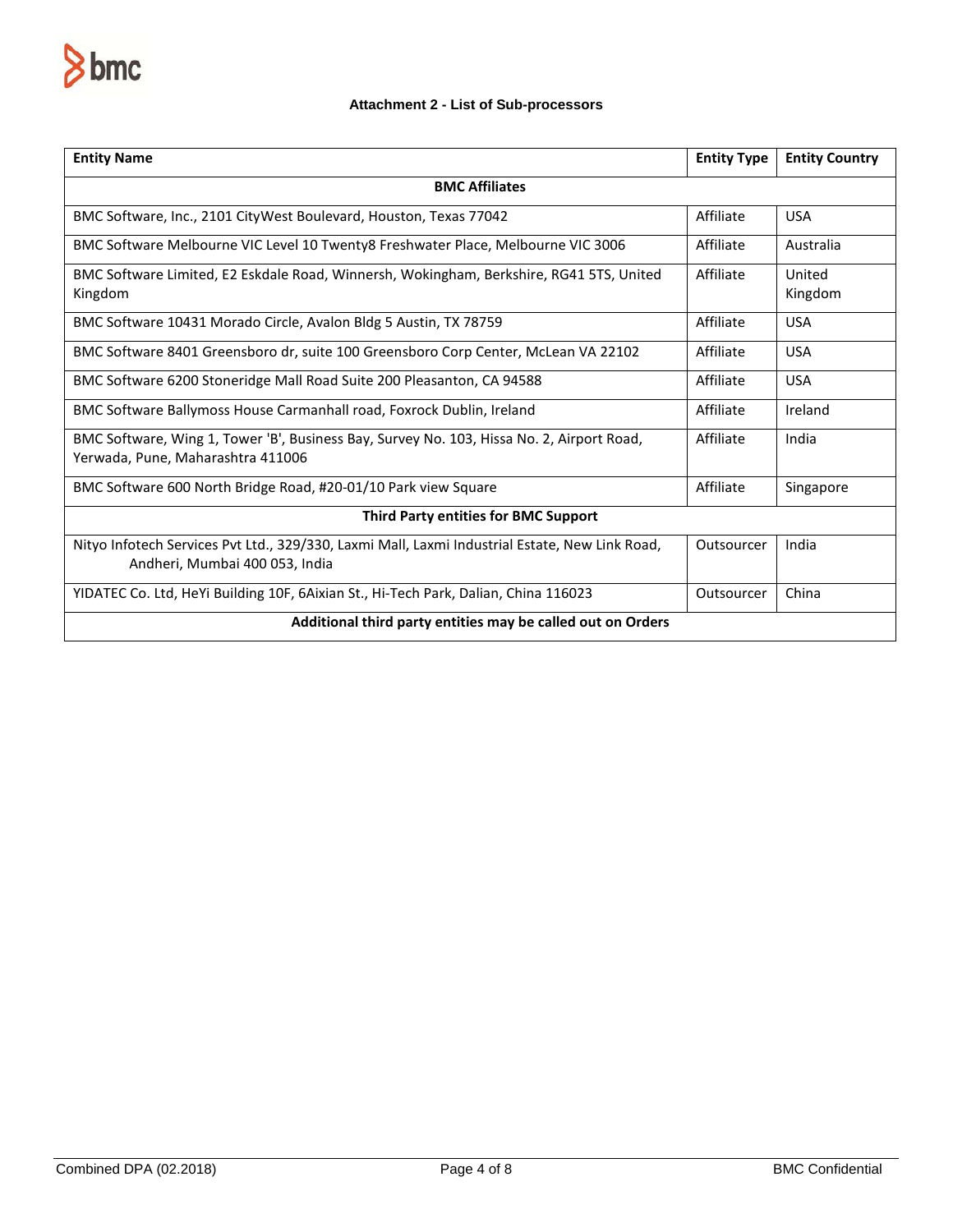### Attachment 2 - List of Sub-processors

| Entity Name | Entity Type | Entity Country |
|---|---|---|
| **BMC Affiliates** | | |
| BMC Software, Inc., 2101 CityWest Boulevard, Houston, Texas 77042 | Affiliate | USA |
| BMC Software Melbourne VIC Level 10 Twenty8 Freshwater Place, Melbourne VIC 3006 | Affiliate | Australia |
| BMC Software Limited, E2 Eskdale Road, Winnersh, Wokingham, Berkshire, RG41 5TS, United Kingdom | Affiliate | United Kingdom |
| BMC Software 10431 Morado Circle, Avalon Bldg 5 Austin, TX 78759 | Affiliate | USA |
| BMC Software 8401 Greensboro dr, suite 100 Greensboro Corp Center, McLean VA 22102 | Affiliate | USA |
| BMC Software 6200 Stoneridge Mall Road Suite 200 Pleasanton, CA 94588 | Affiliate | USA |
| BMC Software Ballymoss House Carmanhall road, Foxrock Dublin, Ireland | Affiliate | Ireland |
| BMC Software, Wing 1, Tower 'B', Business Bay, Survey No. 103, Hissa No. 2, Airport Road, Yerwada, Pune, Maharashtra 411006 | Affiliate | India |
| BMC Software 600 North Bridge Road, #20-01/10 Park view Square | Affiliate | Singapore |
| **Third Party entities for BMC Support** | | |
| Nityo Infotech Services Pvt Ltd., 329/330, Laxmi Mall, Laxmi Industrial Estate, New Link Road, Andheri, Mumbai 400 053, India | Outsourcer | India |
| YIDATEC Co. Ltd, HeYi Building 10F, 6Aixian St., Hi-Tech Park, Dalian, China 116023 | Outsourcer | China |
| **Additional third party entities may be called out on Orders** | | |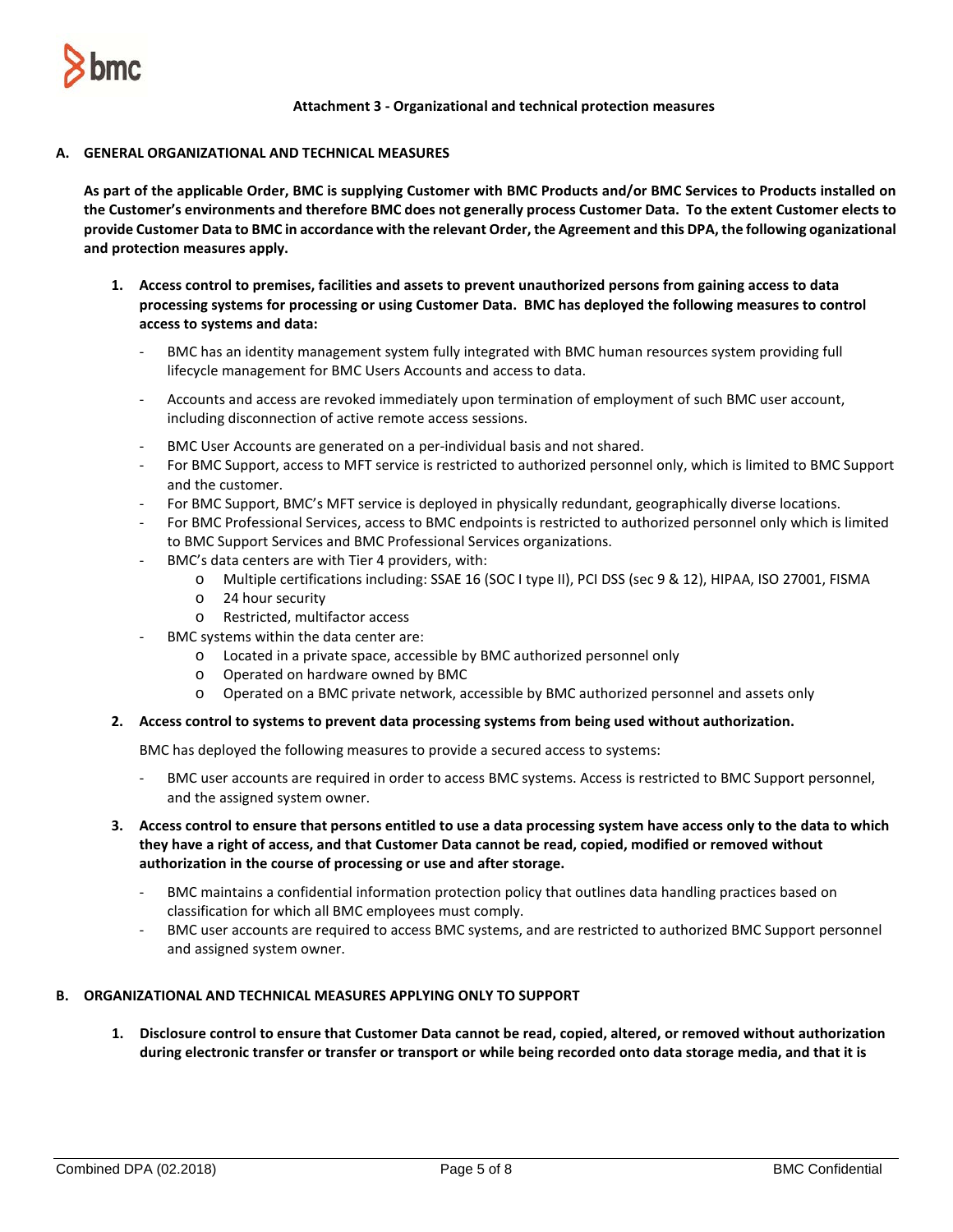**Attachment 3 - Organizational and technical protection measures**

## A. GENERAL ORGANIZATIONAL AND TECHNICAL MEASURES

**As part of the applicable Order, BMC is supplying Customer with BMC Products and/or BMC Services to Products installed on the Customer's environments and therefore BMC does not generally process Customer Data. To the extent Customer elects to provide Customer Data to BMC in accordance with the relevant Order, the Agreement and this DPA, the following oganizational and protection measures apply.**

1. **Access control to premises, facilities and assets to prevent unauthorized persons from gaining access to data processing systems for processing or using Customer Data. BMC has deployed the following measures to control access to systems and data:**

   - BMC has an identity management system fully integrated with BMC human resources system providing full lifecycle management for BMC Users Accounts and access to data.
   - Accounts and access are revoked immediately upon termination of employment of such BMC user account, including disconnection of active remote access sessions.
   - BMC User Accounts are generated on a per-individual basis and not shared.
   - For BMC Support, access to MFT service is restricted to authorized personnel only, which is limited to BMC Support and the customer.
   - For BMC Support, BMC's MFT service is deployed in physically redundant, geographically diverse locations.
   - For BMC Professional Services, access to BMC endpoints is restricted to authorized personnel only which is limited to BMC Support Services and BMC Professional Services organizations.
   - BMC's data centers are with Tier 4 providers, with:
     - Multiple certifications including: SSAE 16 (SOC I type II), PCI DSS (sec 9 & 12), HIPAA, ISO 27001, FISMA
     - 24 hour security
     - Restricted, multifactor access
   - BMC systems within the data center are:
     - Located in a private space, accessible by BMC authorized personnel only
     - Operated on hardware owned by BMC
     - Operated on a BMC private network, accessible by BMC authorized personnel and assets only

2. **Access control to systems to prevent data processing systems from being used without authorization.**

   BMC has deployed the following measures to provide a secured access to systems:

   - BMC user accounts are required in order to access BMC systems. Access is restricted to BMC Support personnel, and the assigned system owner.

3. **Access control to ensure that persons entitled to use a data processing system have access only to the data to which they have a right of access, and that Customer Data cannot be read, copied, modified or removed without authorization in the course of processing or use and after storage.**

   - BMC maintains a confidential information protection policy that outlines data handling practices based on classification for which all BMC employees must comply.
   - BMC user accounts are required to access BMC systems, and are restricted to authorized BMC Support personnel and assigned system owner.

## B. ORGANIZATIONAL AND TECHNICAL MEASURES APPLYING ONLY TO SUPPORT

1. **Disclosure control to ensure that Customer Data cannot be read, copied, altered, or removed without authorization during electronic transfer or transfer or transport or while being recorded onto data storage media, and that it is**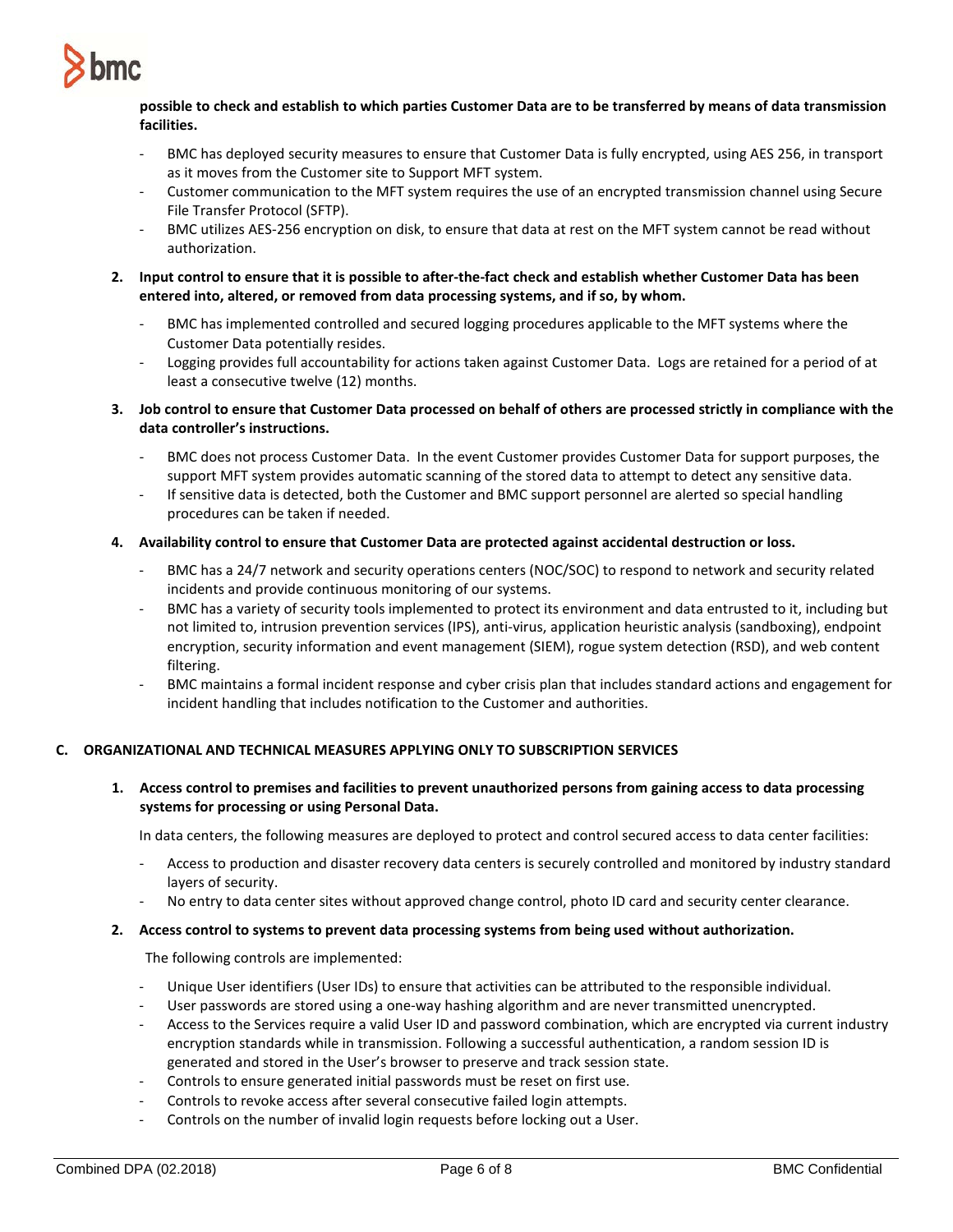**possible to check and establish to which parties Customer Data are to be transferred by means of data transmission facilities.**

- BMC has deployed security measures to ensure that Customer Data is fully encrypted, using AES 256, in transport as it moves from the Customer site to Support MFT system.
- Customer communication to the MFT system requires the use of an encrypted transmission channel using Secure File Transfer Protocol (SFTP).
- BMC utilizes AES-256 encryption on disk, to ensure that data at rest on the MFT system cannot be read without authorization.

2. **Input control to ensure that it is possible to after-the-fact check and establish whether Customer Data has been entered into, altered, or removed from data processing systems, and if so, by whom.**

- BMC has implemented controlled and secured logging procedures applicable to the MFT systems where the Customer Data potentially resides.
- Logging provides full accountability for actions taken against Customer Data. Logs are retained for a period of at least a consecutive twelve (12) months.

3. **Job control to ensure that Customer Data processed on behalf of others are processed strictly in compliance with the data controller's instructions.**

- BMC does not process Customer Data. In the event Customer provides Customer Data for support purposes, the support MFT system provides automatic scanning of the stored data to attempt to detect any sensitive data.
- If sensitive data is detected, both the Customer and BMC support personnel are alerted so special handling procedures can be taken if needed.

4. **Availability control to ensure that Customer Data are protected against accidental destruction or loss.**

- BMC has a 24/7 network and security operations centers (NOC/SOC) to respond to network and security related incidents and provide continuous monitoring of our systems.
- BMC has a variety of security tools implemented to protect its environment and data entrusted to it, including but not limited to, intrusion prevention services (IPS), anti-virus, application heuristic analysis (sandboxing), endpoint encryption, security information and event management (SIEM), rogue system detection (RSD), and web content filtering.
- BMC maintains a formal incident response and cyber crisis plan that includes standard actions and engagement for incident handling that includes notification to the Customer and authorities.

## C. ORGANIZATIONAL AND TECHNICAL MEASURES APPLYING ONLY TO SUBSCRIPTION SERVICES

1. **Access control to premises and facilities to prevent unauthorized persons from gaining access to data processing systems for processing or using Personal Data.**

In data centers, the following measures are deployed to protect and control secured access to data center facilities:

- Access to production and disaster recovery data centers is securely controlled and monitored by industry standard layers of security.
- No entry to data center sites without approved change control, photo ID card and security center clearance.

2. **Access control to systems to prevent data processing systems from being used without authorization.**

The following controls are implemented:

- Unique User identifiers (User IDs) to ensure that activities can be attributed to the responsible individual.
- User passwords are stored using a one-way hashing algorithm and are never transmitted unencrypted.
- Access to the Services require a valid User ID and password combination, which are encrypted via current industry encryption standards while in transmission. Following a successful authentication, a random session ID is generated and stored in the User's browser to preserve and track session state.
- Controls to ensure generated initial passwords must be reset on first use.
- Controls to revoke access after several consecutive failed login attempts.
- Controls on the number of invalid login requests before locking out a User.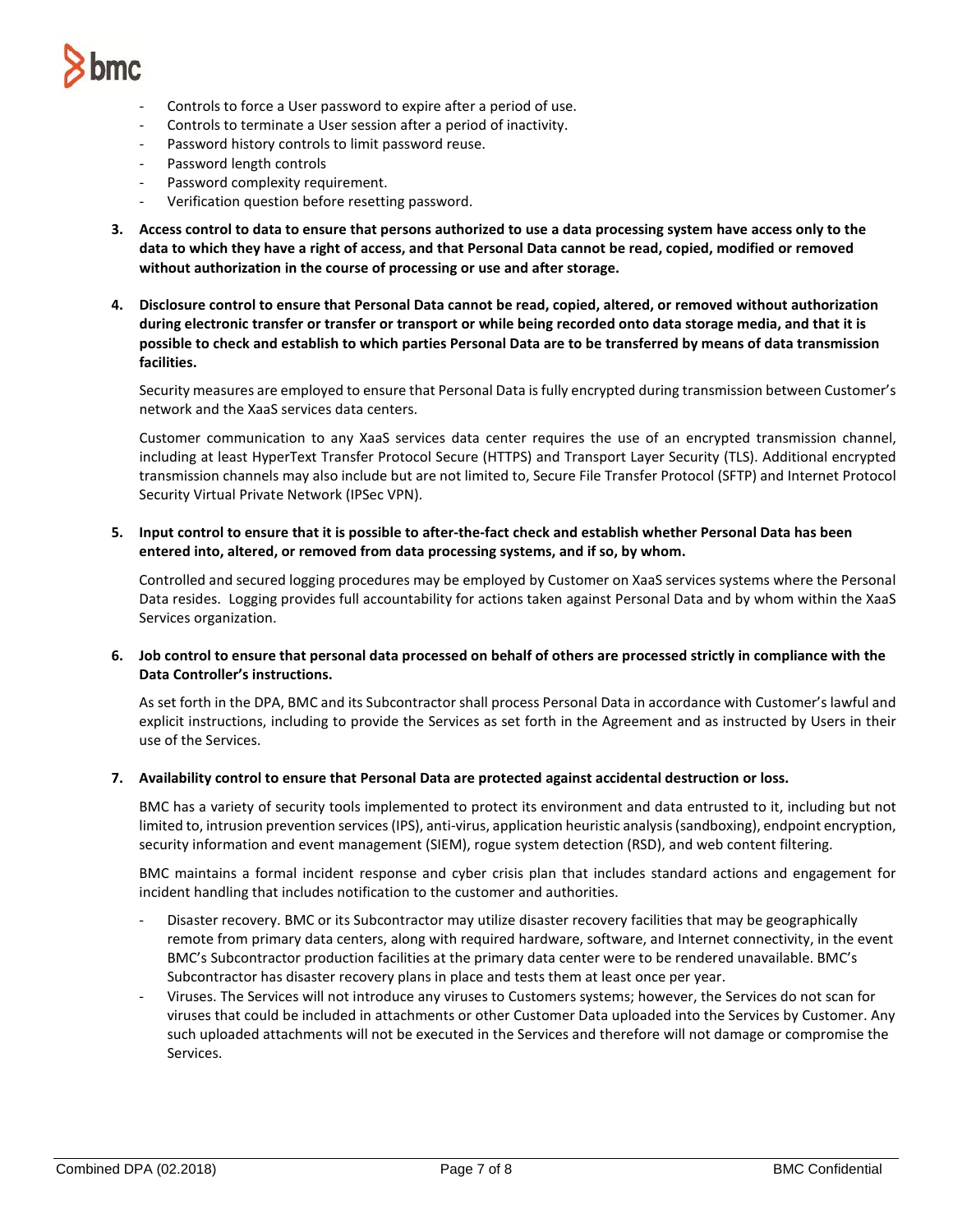- Controls to force a User password to expire after a period of use.
- Controls to terminate a User session after a period of inactivity.
- Password history controls to limit password reuse.
- Password length controls
- Password complexity requirement.
- Verification question before resetting password.

3. **Access control to data to ensure that persons authorized to use a data processing system have access only to the data to which they have a right of access, and that Personal Data cannot be read, copied, modified or removed without authorization in the course of processing or use and after storage.**

4. **Disclosure control to ensure that Personal Data cannot be read, copied, altered, or removed without authorization during electronic transfer or transfer or transport or while being recorded onto data storage media, and that it is possible to check and establish to which parties Personal Data are to be transferred by means of data transmission facilities.**

   Security measures are employed to ensure that Personal Data is fully encrypted during transmission between Customer's network and the XaaS services data centers.

   Customer communication to any XaaS services data center requires the use of an encrypted transmission channel, including at least HyperText Transfer Protocol Secure (HTTPS) and Transport Layer Security (TLS). Additional encrypted transmission channels may also include but are not limited to, Secure File Transfer Protocol (SFTP) and Internet Protocol Security Virtual Private Network (IPSec VPN).

5. **Input control to ensure that it is possible to after-the-fact check and establish whether Personal Data has been entered into, altered, or removed from data processing systems, and if so, by whom.**

   Controlled and secured logging procedures may be employed by Customer on XaaS services systems where the Personal Data resides. Logging provides full accountability for actions taken against Personal Data and by whom within the XaaS Services organization.

6. **Job control to ensure that personal data processed on behalf of others are processed strictly in compliance with the Data Controller's instructions.**

   As set forth in the DPA, BMC and its Subcontractor shall process Personal Data in accordance with Customer's lawful and explicit instructions, including to provide the Services as set forth in the Agreement and as instructed by Users in their use of the Services.

7. **Availability control to ensure that Personal Data are protected against accidental destruction or loss.**

   BMC has a variety of security tools implemented to protect its environment and data entrusted to it, including but not limited to, intrusion prevention services (IPS), anti-virus, application heuristic analysis (sandboxing), endpoint encryption, security information and event management (SIEM), rogue system detection (RSD), and web content filtering.

   BMC maintains a formal incident response and cyber crisis plan that includes standard actions and engagement for incident handling that includes notification to the customer and authorities.

   - Disaster recovery. BMC or its Subcontractor may utilize disaster recovery facilities that may be geographically remote from primary data centers, along with required hardware, software, and Internet connectivity, in the event BMC's Subcontractor production facilities at the primary data center were to be rendered unavailable. BMC's Subcontractor has disaster recovery plans in place and tests them at least once per year.
   - Viruses. The Services will not introduce any viruses to Customers systems; however, the Services do not scan for viruses that could be included in attachments or other Customer Data uploaded into the Services by Customer. Any such uploaded attachments will not be executed in the Services and therefore will not damage or compromise the Services.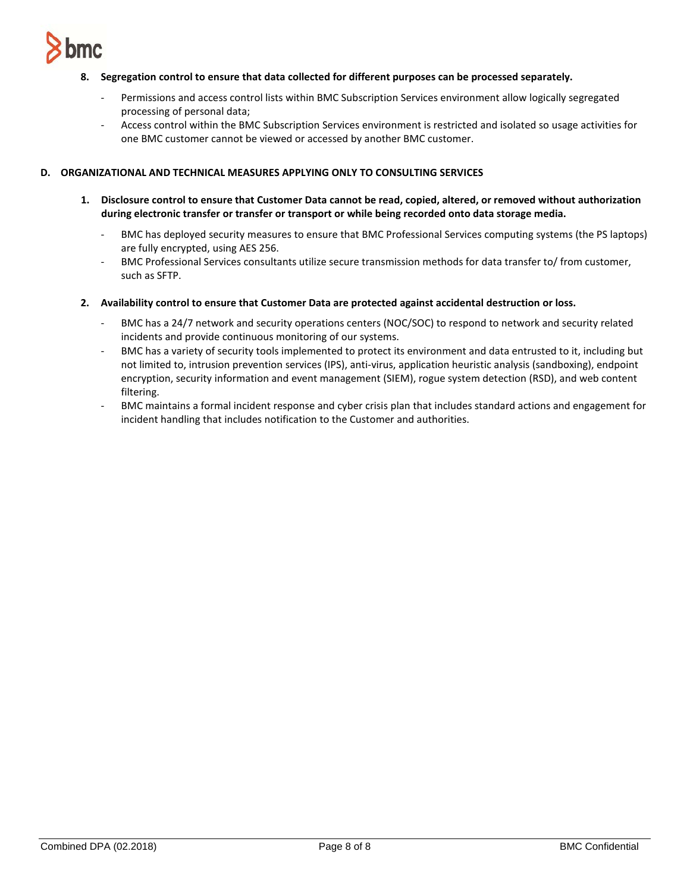**8. Segregation control to ensure that data collected for different purposes can be processed separately.**

- Permissions and access control lists within BMC Subscription Services environment allow logically segregated processing of personal data;
- Access control within the BMC Subscription Services environment is restricted and isolated so usage activities for one BMC customer cannot be viewed or accessed by another BMC customer.

## D. ORGANIZATIONAL AND TECHNICAL MEASURES APPLYING ONLY TO CONSULTING SERVICES

**1. Disclosure control to ensure that Customer Data cannot be read, copied, altered, or removed without authorization during electronic transfer or transfer or transport or while being recorded onto data storage media.**

- BMC has deployed security measures to ensure that BMC Professional Services computing systems (the PS laptops) are fully encrypted, using AES 256.
- BMC Professional Services consultants utilize secure transmission methods for data transfer to/ from customer, such as SFTP.

**2. Availability control to ensure that Customer Data are protected against accidental destruction or loss.**

- BMC has a 24/7 network and security operations centers (NOC/SOC) to respond to network and security related incidents and provide continuous monitoring of our systems.
- BMC has a variety of security tools implemented to protect its environment and data entrusted to it, including but not limited to, intrusion prevention services (IPS), anti-virus, application heuristic analysis (sandboxing), endpoint encryption, security information and event management (SIEM), rogue system detection (RSD), and web content filtering.
- BMC maintains a formal incident response and cyber crisis plan that includes standard actions and engagement for incident handling that includes notification to the Customer and authorities.